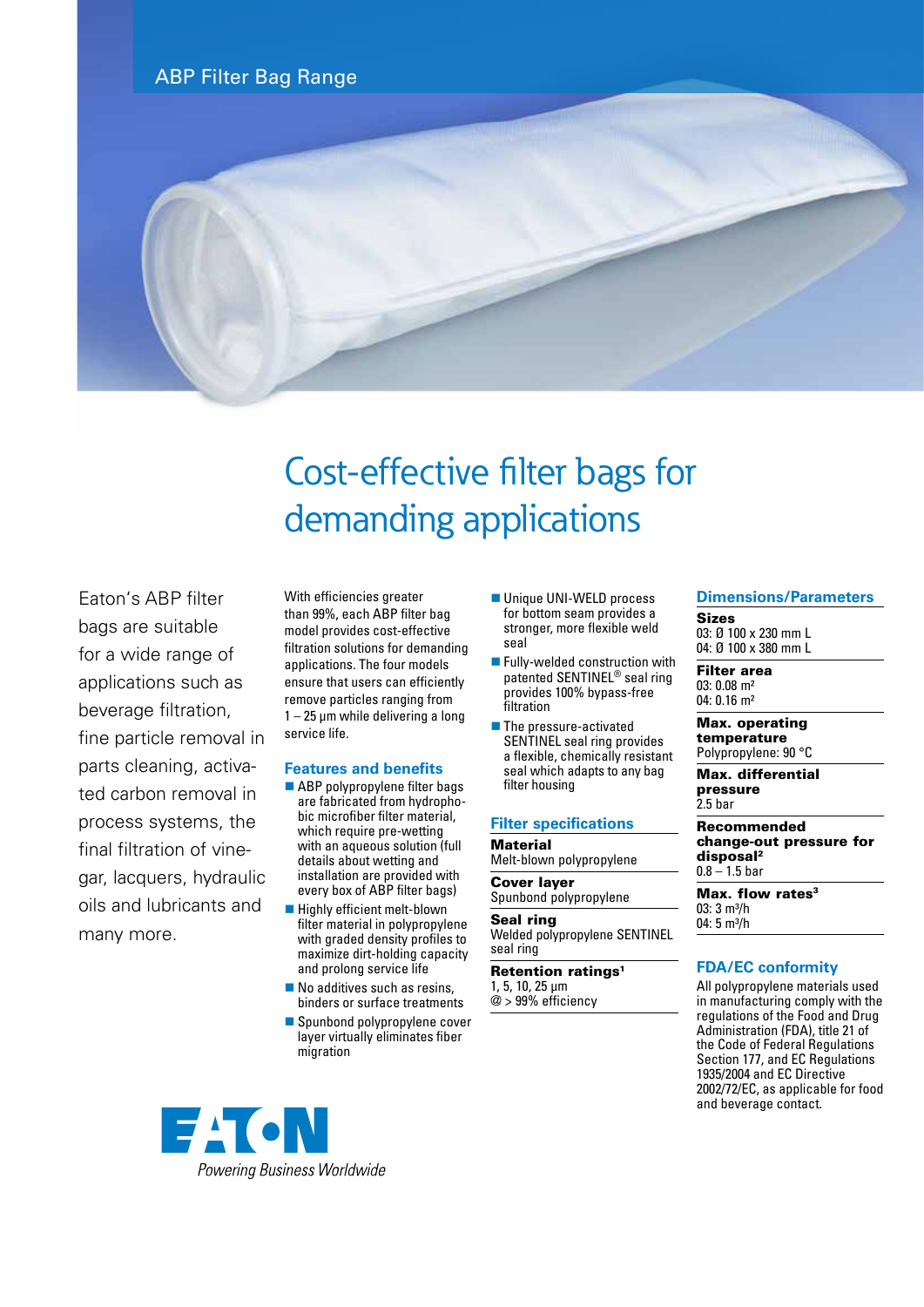ABP Filter Bag Range

# Cost-effective filter bags for demanding applications

Eaton's ABP filter bags are suitable for a wide range of applications such as beverage filtration, fine particle removal in parts cleaning, activated carbon removal in process systems, the final filtration of vinegar, lacquers, hydraulic oils and lubricants and many more.

With efficiencies greater than 99%, each ABP filter bag model provides cost-effective filtration solutions for demanding applications. The four models ensure that users can efficiently remove particles ranging from 1 – 25 µm while delivering a long service life.

## Features and benefits

- ABP polypropylene filter bags are fabricated from hydrophobic microfiber filter material, which require pre-wetting with an aqueous solution (full details about wetting and installation are provided with every box of ABP filter bags)
- Highly efficient melt-blown filter material in polypropylene with graded density profiles to maximize dirt-holding capacity and prolong service life
- No additives such as resins, binders or surface treatments
- Spunbond polypropylene cover layer virtually eliminates fiber migration
- Unique UNI-WELD process for bottom seam provides a stronger, more flexible weld seal
- Fully-welded construction with patented SENTINEL® seal ring provides 100% bypass-free filtration
- The pressure-activated SENTINEL seal ring provides a flexible, chemically resistant seal which adapts to any bag filter housing

## Filter specifications

**Material**
Melt-blown polypropylene

**Cover layer**
Spunbond polypropylene

**Seal ring**
Welded polypropylene SENTINEL seal ring

**Retention ratings[1]**
1, 5, 10, 25 µm
@ > 99% efficiency

## Dimensions/Parameters

**Sizes**
03: Ø 100 x 230 mm L
04: Ø 100 x 380 mm L

**Filter area**
03: 0.08 m²
04: 0.16 m²

**Max. operating temperature**
Polypropylene: 90 °C

**Max. differential pressure**
2.5 bar

**Recommended change-out pressure for disposal[2]**
0.8 – 1.5 bar

**Max. flow rates[3]**
03: 3 m³/h
04: 5 m³/h

## FDA/EC conformity

All polypropylene materials used in manufacturing comply with the regulations of the Food and Drug Administration (FDA), title 21 of the Code of Federal Regulations Section 177, and EC Regulations 1935/2004 and EC Directive 2002/72/EC, as applicable for food and beverage contact.

EATON
*Powering Business Worldwide*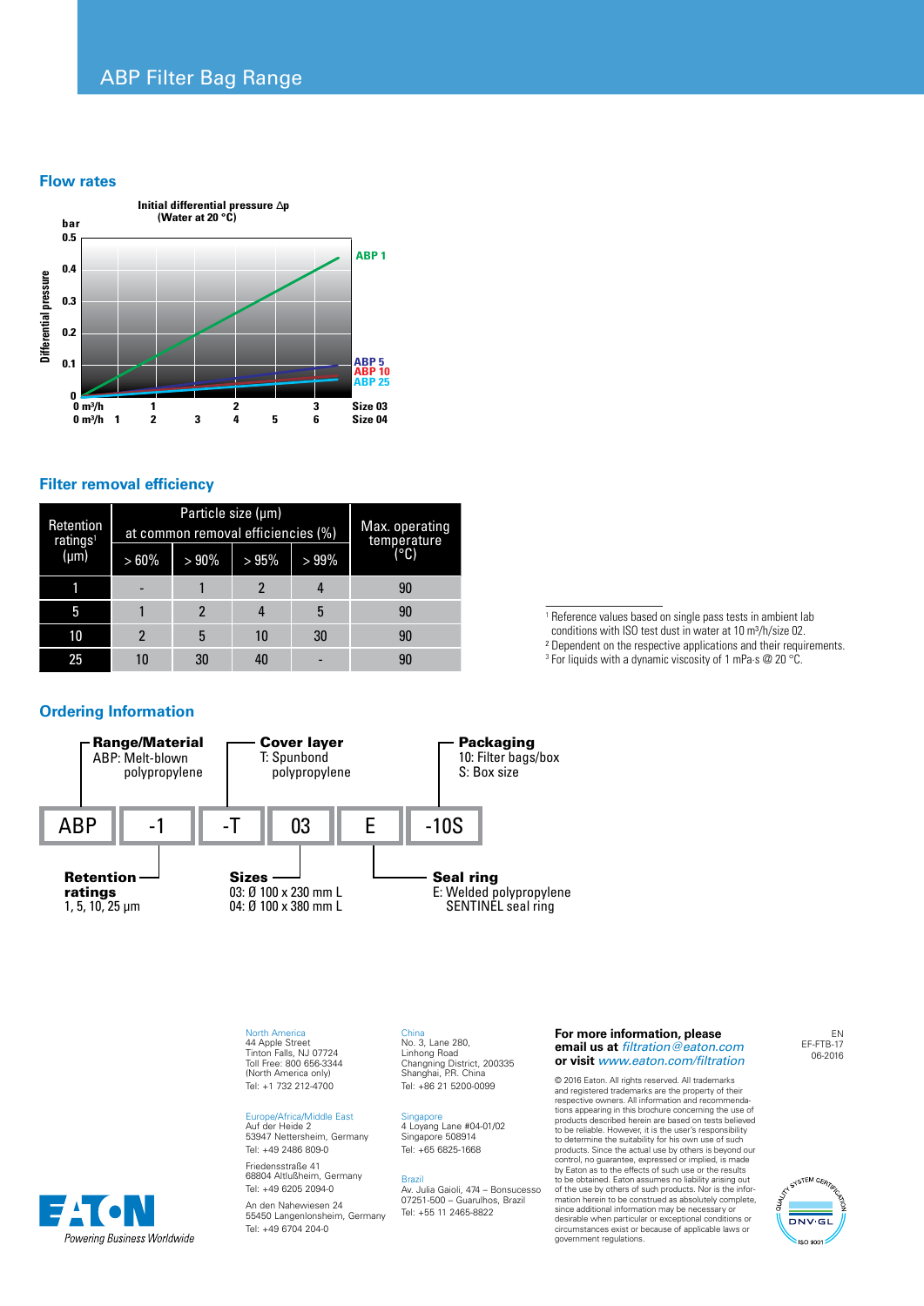## ABP Filter Bag Range

### Flow rates

Initial differential pressure Δp
(Water at 20 °C)

bar
0.5
0.4
0.3
0.2
0.1
0

Differential pressure

ABP 1
ABP 5
ABP 10
ABP 25

0 m³/h 1 2 3 Size 03
0 m³/h 1 2 3 4 5 6 Size 04

### Filter removal efficiency

| Retention ratings[1] (µm) | Particle size (µm) at common removal efficiencies (%) | | | | Max. operating temperature (°C) |
|---|---|---|---|---|---|
| | > 60% | > 90% | > 95% | > 99% | |
| 1 | - | 1 | 2 | 4 | 90 |
| 5 | 1 | 2 | 4 | 5 | 90 |
| 10 | 2 | 5 | 10 | 30 | 90 |
| 25 | 10 | 30 | 40 | - | 90 |

[1] Reference values based on single pass tests in ambient lab conditions with ISO test dust in water at 10 m³/h/size 02.
[2] Dependent on the respective applications and their requirements.
[3] For liquids with a dynamic viscosity of 1 mPa·s @ 20 °C.

### Ordering Information

ABP | -1 | -T | 03 | E | -10S

**Range/Material**
ABP: Melt-blown polypropylene

**Retention ratings**
1, 5, 10, 25 µm

**Cover layer**
T: Spunbond polypropylene

**Sizes**
03: Ø 100 x 230 mm L
04: Ø 100 x 380 mm L

**Seal ring**
E: Welded polypropylene SENTINEL seal ring

**Packaging**
10: Filter bags/box
S: Box size

North America
44 Apple Street
Tinton Falls, NJ 07724
Toll Free: 800 656-3344
(North America only)
Tel: +1 732 212-4700

Europe/Africa/Middle East
Auf der Heide 2
53947 Nettersheim, Germany
Tel: +49 2486 809-0

Friedensstraße 41
68804 Altlußheim, Germany
Tel: +49 6205 2094-0

An den Nahewiesen 24
55450 Langenlonsheim, Germany
Tel: +49 6704 204-0

China
No. 3, Lane 280,
Linhong Road
Changning District, 200335
Shanghai, P.R. China
Tel: +86 21 5200-0099

Singapore
4 Loyang Lane #04-01/02
Singapore 508914
Tel: +65 6825-1668

Brazil
Av. Julia Gaioli, 474 – Bonsucesso
07251-500 – Guarulhos, Brazil
Tel: +55 11 2465-8822

**For more information, please email us at** *filtration@eaton.com*
**or visit** *www.eaton.com/filtration*

© 2016 Eaton. All rights reserved. All trademarks and registered trademarks are the property of their respective owners. All information and recommendations appearing in this brochure concerning the use of products described herein are based on tests believed to be reliable. However, it is the user's responsibility to determine the suitability for his own use of such products. Since the actual use by others is beyond our control, no guarantee, expressed or implied, is made by Eaton as to the effects of such use or the results to be obtained. Eaton assumes no liability arising out of the use by others of such products. Nor is the information herein to be construed as absolutely complete, since additional information may be necessary or desirable when particular or exceptional circumstances exist or because of applicable laws or government regulations.

EN
EF-FTB-17
06-2016

EATON
Powering Business Worldwide

QUALITY SYSTEM CERTIFICATION
DNV·GL
ISO 9001